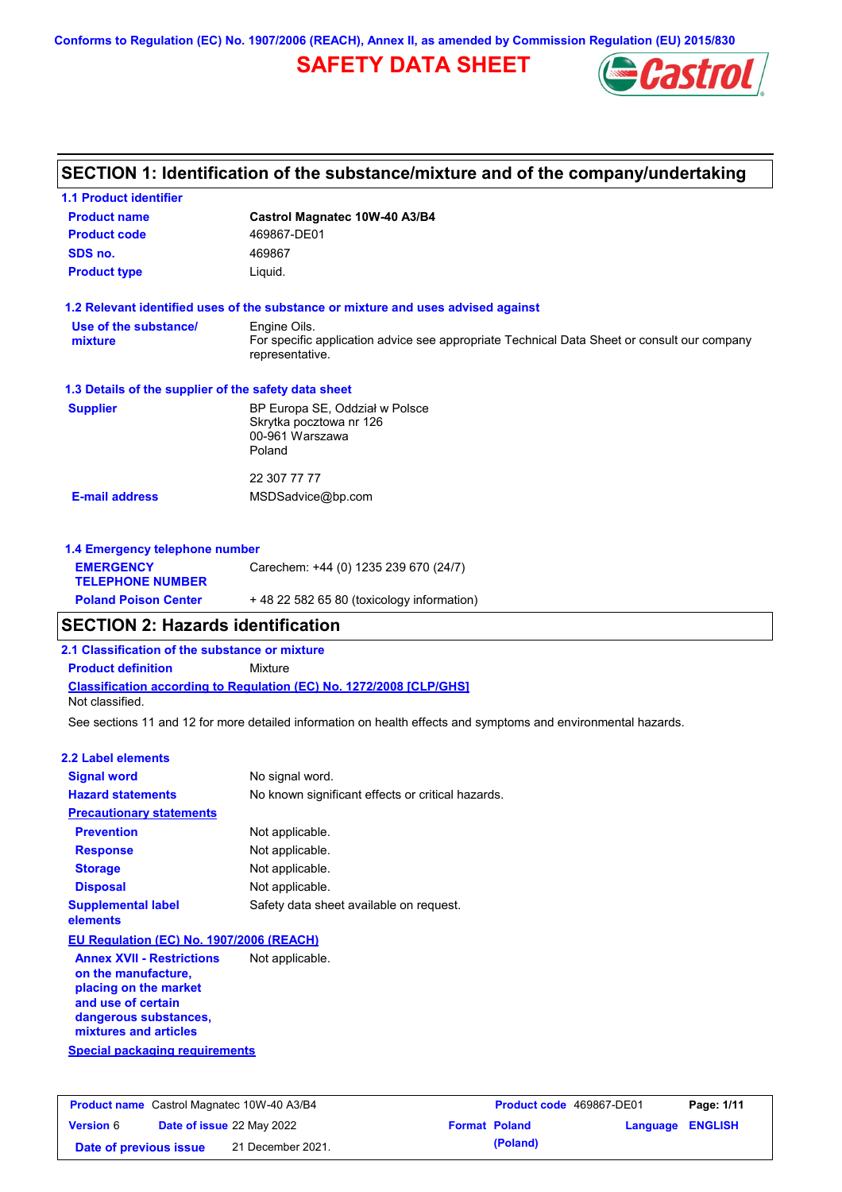Conforms to Regulation (EC) No. 1907/2006 (REACH), Annex II, as amended by Commission Regulation (EU) 2015/830

# SAFETY DATA SHEET

## SECTION 1: Identification of the substance/mixture and of the company/undertaking

### 1.1 Product identifier

| | |
|---|---|
| **Product name** | **Castrol Magnatec 10W-40 A3/B4** |
| **Product code** | 469867-DE01 |
| **SDS no.** | 469867 |
| **Product type** | Liquid. |

### 1.2 Relevant identified uses of the substance or mixture and uses advised against

| | |
|---|---|
| **Use of the substance/ mixture** | Engine Oils.<br>For specific application advice see appropriate Technical Data Sheet or consult our company representative. |

### 1.3 Details of the supplier of the safety data sheet

| | |
|---|---|
| **Supplier** | BP Europa SE, Oddział w Polsce<br>Skrytka pocztowa nr 126<br>00-961 Warszawa<br>Poland<br><br>22 307 77 77 |
| **E-mail address** | MSDSadvice@bp.com |

### 1.4 Emergency telephone number

| | |
|---|---|
| **EMERGENCY TELEPHONE NUMBER** | Carechem: +44 (0) 1235 239 670 (24/7) |
| **Poland Poison Center** | + 48 22 582 65 80 (toxicology information) |

## SECTION 2: Hazards identification

### 2.1 Classification of the substance or mixture

**Product definition** Mixture

**Classification according to Regulation (EC) No. 1272/2008 [CLP/GHS]**

Not classified.

See sections 11 and 12 for more detailed information on health effects and symptoms and environmental hazards.

### 2.2 Label elements

| | |
|---|---|
| **Signal word** | No signal word. |
| **Hazard statements** | No known significant effects or critical hazards. |
| **Precautionary statements** | |
| **Prevention** | Not applicable. |
| **Response** | Not applicable. |
| **Storage** | Not applicable. |
| **Disposal** | Not applicable. |
| **Supplemental label elements** | Safety data sheet available on request. |

**EU Regulation (EC) No. 1907/2006 (REACH)**

| | |
|---|---|
| **Annex XVII - Restrictions on the manufacture, placing on the market and use of certain dangerous substances, mixtures and articles** | Not applicable. |

**Special packaging requirements**

| | | | |
|---|---|---|---|
| **Product name** Castrol Magnatec 10W-40 A3/B4 | | **Product code** 469867-DE01 | |
| **Version** 6 | **Date of issue** 22 May 2022 | **Format** Poland (Poland) | **Language** ENGLISH |
| **Date of previous issue** | 21 December 2021. | | |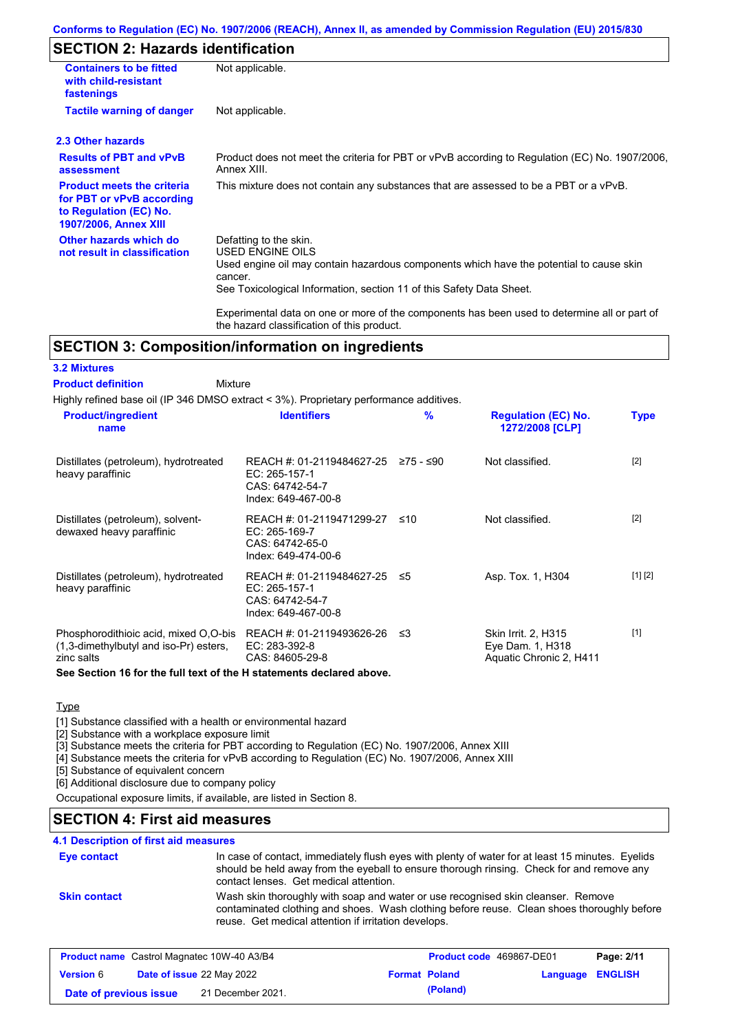Conforms to Regulation (EC) No. 1907/2006 (REACH), Annex II, as amended by Commission Regulation (EU) 2015/830

## SECTION 2: Hazards identification

| | |
|---|---|
| **Containers to be fitted with child-resistant fastenings** | Not applicable. |
| **Tactile warning of danger** | Not applicable. |

### 2.3 Other hazards

| | |
|---|---|
| **Results of PBT and vPvB assessment** | Product does not meet the criteria for PBT or vPvB according to Regulation (EC) No. 1907/2006, Annex XIII. |
| **Product meets the criteria for PBT or vPvB according to Regulation (EC) No. 1907/2006, Annex XIII** | This mixture does not contain any substances that are assessed to be a PBT or a vPvB. |
| **Other hazards which do not result in classification** | Defatting to the skin.<br>USED ENGINE OILS<br>Used engine oil may contain hazardous components which have the potential to cause skin cancer.<br>See Toxicological Information, section 11 of this Safety Data Sheet.<br><br>Experimental data on one or more of the components has been used to determine all or part of the hazard classification of this product. |

## SECTION 3: Composition/information on ingredients

### 3.2 Mixtures

**Product definition** Mixture

Highly refined base oil (IP 346 DMSO extract < 3%). Proprietary performance additives.

| Product/ingredient name | Identifiers | % | Regulation (EC) No. 1272/2008 [CLP] | Type |
|---|---|---|---|---|
| Distillates (petroleum), hydrotreated heavy paraffinic | REACH #: 01-2119484627-25<br>EC: 265-157-1<br>CAS: 64742-54-7<br>Index: 649-467-00-8 | ≥75 - ≤90 | Not classified. | [2] |
| Distillates (petroleum), solvent-dewaxed heavy paraffinic | REACH #: 01-2119471299-27<br>EC: 265-169-7<br>CAS: 64742-65-0<br>Index: 649-474-00-6 | ≤10 | Not classified. | [2] |
| Distillates (petroleum), hydrotreated heavy paraffinic | REACH #: 01-2119484627-25<br>EC: 265-157-1<br>CAS: 64742-54-7<br>Index: 649-467-00-8 | ≤5 | Asp. Tox. 1, H304 | [1] [2] |
| Phosphorodithioic acid, mixed O,O-bis (1,3-dimethylbutyl and iso-Pr) esters, zinc salts | REACH #: 01-2119493626-26<br>EC: 283-392-8<br>CAS: 84605-29-8 | ≤3 | Skin Irrit. 2, H315<br>Eye Dam. 1, H318<br>Aquatic Chronic 2, H411 | [1] |

**See Section 16 for the full text of the H statements declared above.**

Type

[1] Substance classified with a health or environmental hazard
[2] Substance with a workplace exposure limit
[3] Substance meets the criteria for PBT according to Regulation (EC) No. 1907/2006, Annex XIII
[4] Substance meets the criteria for vPvB according to Regulation (EC) No. 1907/2006, Annex XIII
[5] Substance of equivalent concern
[6] Additional disclosure due to company policy

Occupational exposure limits, if available, are listed in Section 8.

## SECTION 4: First aid measures

### 4.1 Description of first aid measures

| | |
|---|---|
| **Eye contact** | In case of contact, immediately flush eyes with plenty of water for at least 15 minutes. Eyelids should be held away from the eyeball to ensure thorough rinsing. Check for and remove any contact lenses. Get medical attention. |
| **Skin contact** | Wash skin thoroughly with soap and water or use recognised skin cleanser. Remove contaminated clothing and shoes. Wash clothing before reuse. Clean shoes thoroughly before reuse. Get medical attention if irritation develops. |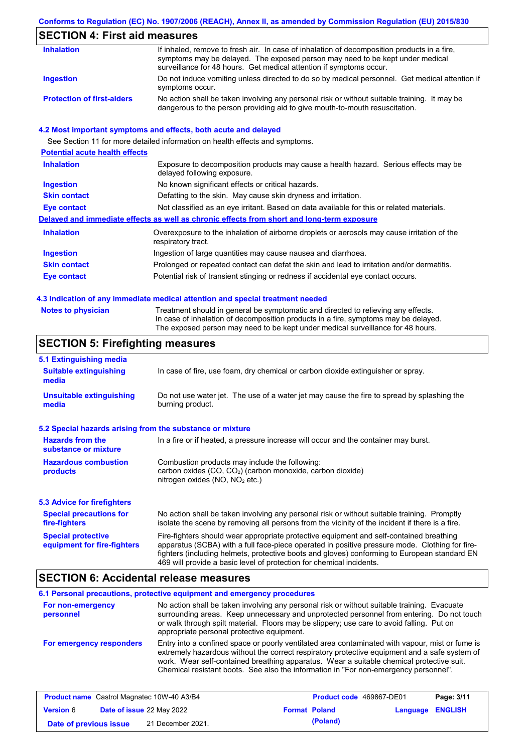## SECTION 4: First aid measures

| | |
|---|---|
| **Inhalation** | If inhaled, remove to fresh air. In case of inhalation of decomposition products in a fire, symptoms may be delayed. The exposed person may need to be kept under medical surveillance for 48 hours. Get medical attention if symptoms occur. |
| **Ingestion** | Do not induce vomiting unless directed to do so by medical personnel. Get medical attention if symptoms occur. |
| **Protection of first-aiders** | No action shall be taken involving any personal risk or without suitable training. It may be dangerous to the person providing aid to give mouth-to-mouth resuscitation. |

### 4.2 Most important symptoms and effects, both acute and delayed

See Section 11 for more detailed information on health effects and symptoms.

**Potential acute health effects**

| | |
|---|---|
| **Inhalation** | Exposure to decomposition products may cause a health hazard. Serious effects may be delayed following exposure. |
| **Ingestion** | No known significant effects or critical hazards. |
| **Skin contact** | Defatting to the skin. May cause skin dryness and irritation. |
| **Eye contact** | Not classified as an eye irritant. Based on data available for this or related materials. |

**Delayed and immediate effects as well as chronic effects from short and long-term exposure**

| | |
|---|---|
| **Inhalation** | Overexposure to the inhalation of airborne droplets or aerosols may cause irritation of the respiratory tract. |
| **Ingestion** | Ingestion of large quantities may cause nausea and diarrhoea. |
| **Skin contact** | Prolonged or repeated contact can defat the skin and lead to irritation and/or dermatitis. |
| **Eye contact** | Potential risk of transient stinging or redness if accidental eye contact occurs. |

### 4.3 Indication of any immediate medical attention and special treatment needed

| | |
|---|---|
| **Notes to physician** | Treatment should in general be symptomatic and directed to relieving any effects. In case of inhalation of decomposition products in a fire, symptoms may be delayed. The exposed person may need to be kept under medical surveillance for 48 hours. |

## SECTION 5: Firefighting measures

### 5.1 Extinguishing media

| | |
|---|---|
| **Suitable extinguishing media** | In case of fire, use foam, dry chemical or carbon dioxide extinguisher or spray. |
| **Unsuitable extinguishing media** | Do not use water jet. The use of a water jet may cause the fire to spread by splashing the burning product. |

### 5.2 Special hazards arising from the substance or mixture

| | |
|---|---|
| **Hazards from the substance or mixture** | In a fire or if heated, a pressure increase will occur and the container may burst. |
| **Hazardous combustion products** | Combustion products may include the following: carbon oxides (CO, $CO_2$) (carbon monoxide, carbon dioxide) nitrogen oxides (NO, $NO_2$ etc.) |

### 5.3 Advice for firefighters

| | |
|---|---|
| **Special precautions for fire-fighters** | No action shall be taken involving any personal risk or without suitable training. Promptly isolate the scene by removing all persons from the vicinity of the incident if there is a fire. |
| **Special protective equipment for fire-fighters** | Fire-fighters should wear appropriate protective equipment and self-contained breathing apparatus (SCBA) with a full face-piece operated in positive pressure mode. Clothing for fire-fighters (including helmets, protective boots and gloves) conforming to European standard EN 469 will provide a basic level of protection for chemical incidents. |

## SECTION 6: Accidental release measures

### 6.1 Personal precautions, protective equipment and emergency procedures

| | |
|---|---|
| **For non-emergency personnel** | No action shall be taken involving any personal risk or without suitable training. Evacuate surrounding areas. Keep unnecessary and unprotected personnel from entering. Do not touch or walk through spilt material. Floors may be slippery; use care to avoid falling. Put on appropriate personal protective equipment. |
| **For emergency responders** | Entry into a confined space or poorly ventilated area contaminated with vapour, mist or fume is extremely hazardous without the correct respiratory protective equipment and a safe system of work. Wear self-contained breathing apparatus. Wear a suitable chemical protective suit. Chemical resistant boots. See also the information in "For non-emergency personnel". |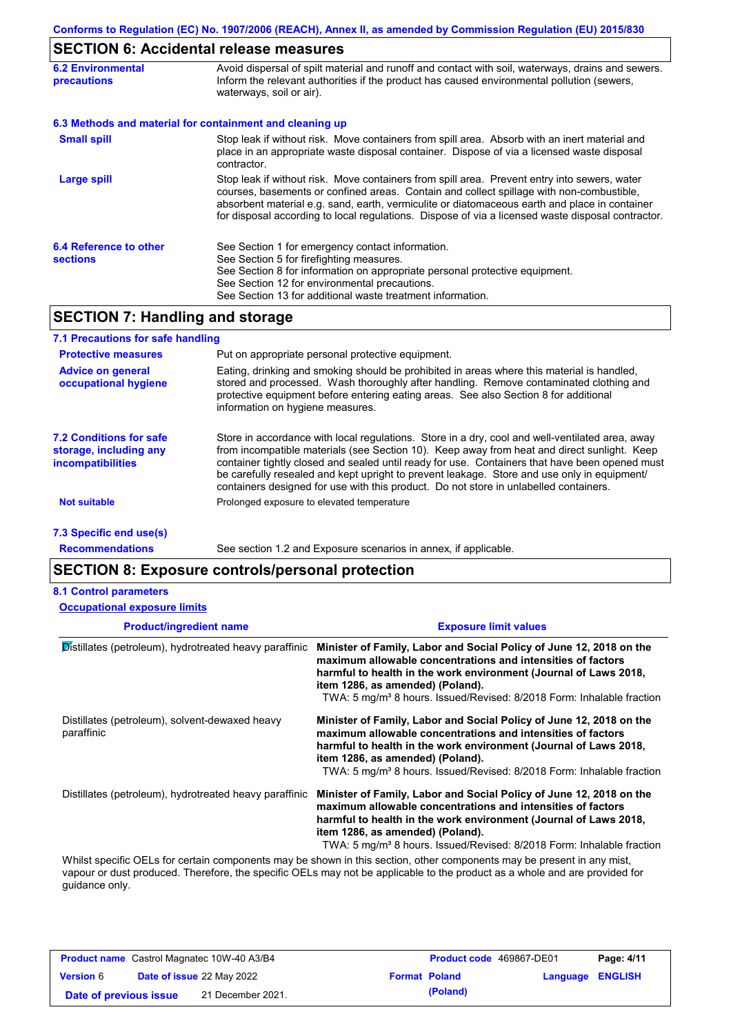## SECTION 6: Accidental release measures

**6.2 Environmental precautions**

Avoid dispersal of spilt material and runoff and contact with soil, waterways, drains and sewers. Inform the relevant authorities if the product has caused environmental pollution (sewers, waterways, soil or air).

**6.3 Methods and material for containment and cleaning up**

**Small spill**

Stop leak if without risk. Move containers from spill area. Absorb with an inert material and place in an appropriate waste disposal container. Dispose of via a licensed waste disposal contractor.

**Large spill**

Stop leak if without risk. Move containers from spill area. Prevent entry into sewers, water courses, basements or confined areas. Contain and collect spillage with non-combustible, absorbent material e.g. sand, earth, vermiculite or diatomaceous earth and place in container for disposal according to local regulations. Dispose of via a licensed waste disposal contractor.

**6.4 Reference to other sections**

See Section 1 for emergency contact information.
See Section 5 for firefighting measures.
See Section 8 for information on appropriate personal protective equipment.
See Section 12 for environmental precautions.
See Section 13 for additional waste treatment information.

## SECTION 7: Handling and storage

**7.1 Precautions for safe handling**

**Protective measures**

Put on appropriate personal protective equipment.

**Advice on general occupational hygiene**

Eating, drinking and smoking should be prohibited in areas where this material is handled, stored and processed. Wash thoroughly after handling. Remove contaminated clothing and protective equipment before entering eating areas. See also Section 8 for additional information on hygiene measures.

**7.2 Conditions for safe storage, including any incompatibilities**

Store in accordance with local regulations. Store in a dry, cool and well-ventilated area, away from incompatible materials (see Section 10). Keep away from heat and direct sunlight. Keep container tightly closed and sealed until ready for use. Containers that have been opened must be carefully resealed and kept upright to prevent leakage. Store and use only in equipment/containers designed for use with this product. Do not store in unlabelled containers.

**Not suitable**

Prolonged exposure to elevated temperature

**7.3 Specific end use(s)**

**Recommendations**

See section 1.2 and Exposure scenarios in annex, if applicable.

## SECTION 8: Exposure controls/personal protection

**8.1 Control parameters**

**Occupational exposure limits**

| Product/ingredient name | Exposure limit values |
| --- | --- |
| Distillates (petroleum), hydrotreated heavy paraffinic | **Minister of Family, Labor and Social Policy of June 12, 2018 on the maximum allowable concentrations and intensities of factors harmful to health in the work environment (Journal of Laws 2018, item 1286, as amended) (Poland).** TWA: 5 mg/m³ 8 hours. Issued/Revised: 8/2018 Form: Inhalable fraction |
| Distillates (petroleum), solvent-dewaxed heavy paraffinic | **Minister of Family, Labor and Social Policy of June 12, 2018 on the maximum allowable concentrations and intensities of factors harmful to health in the work environment (Journal of Laws 2018, item 1286, as amended) (Poland).** TWA: 5 mg/m³ 8 hours. Issued/Revised: 8/2018 Form: Inhalable fraction |
| Distillates (petroleum), hydrotreated heavy paraffinic | **Minister of Family, Labor and Social Policy of June 12, 2018 on the maximum allowable concentrations and intensities of factors harmful to health in the work environment (Journal of Laws 2018, item 1286, as amended) (Poland).** TWA: 5 mg/m³ 8 hours. Issued/Revised: 8/2018 Form: Inhalable fraction |

Whilst specific OELs for certain components may be shown in this section, other components may be present in any mist, vapour or dust produced. Therefore, the specific OELs may not be applicable to the product as a whole and are provided for guidance only.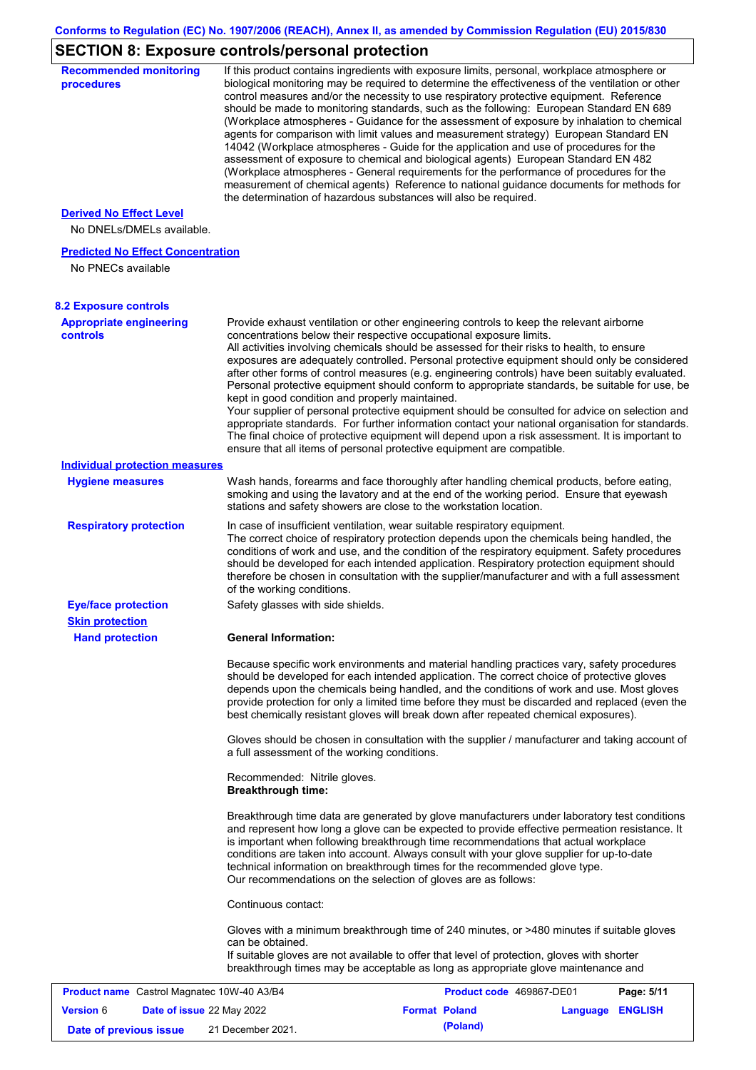## SECTION 8: Exposure controls/personal protection

**Recommended monitoring procedures**

If this product contains ingredients with exposure limits, personal, workplace atmosphere or biological monitoring may be required to determine the effectiveness of the ventilation or other control measures and/or the necessity to use respiratory protective equipment. Reference should be made to monitoring standards, such as the following: European Standard EN 689 (Workplace atmospheres - Guidance for the assessment of exposure by inhalation to chemical agents for comparison with limit values and measurement strategy) European Standard EN 14042 (Workplace atmospheres - Guide for the application and use of procedures for the assessment of exposure to chemical and biological agents) European Standard EN 482 (Workplace atmospheres - General requirements for the performance of procedures for the measurement of chemical agents) Reference to national guidance documents for methods for the determination of hazardous substances will also be required.

**Derived No Effect Level**

No DNELs/DMELs available.

**Predicted No Effect Concentration**

No PNECs available

### 8.2 Exposure controls

**Appropriate engineering controls**

Provide exhaust ventilation or other engineering controls to keep the relevant airborne concentrations below their respective occupational exposure limits.
All activities involving chemicals should be assessed for their risks to health, to ensure exposures are adequately controlled. Personal protective equipment should only be considered after other forms of control measures (e.g. engineering controls) have been suitably evaluated. Personal protective equipment should conform to appropriate standards, be suitable for use, be kept in good condition and properly maintained.
Your supplier of personal protective equipment should be consulted for advice on selection and appropriate standards. For further information contact your national organisation for standards. The final choice of protective equipment will depend upon a risk assessment. It is important to ensure that all items of personal protective equipment are compatible.

**Individual protection measures**

**Hygiene measures**

Wash hands, forearms and face thoroughly after handling chemical products, before eating, smoking and using the lavatory and at the end of the working period. Ensure that eyewash stations and safety showers are close to the workstation location.

**Respiratory protection**

In case of insufficient ventilation, wear suitable respiratory equipment.
The correct choice of respiratory protection depends upon the chemicals being handled, the conditions of work and use, and the condition of the respiratory equipment. Safety procedures should be developed for each intended application. Respiratory protection equipment should therefore be chosen in consultation with the supplier/manufacturer and with a full assessment of the working conditions.

**Eye/face protection**

Safety glasses with side shields.

**Skin protection**

**Hand protection**

**General Information:**

Because specific work environments and material handling practices vary, safety procedures should be developed for each intended application. The correct choice of protective gloves depends upon the chemicals being handled, and the conditions of work and use. Most gloves provide protection for only a limited time before they must be discarded and replaced (even the best chemically resistant gloves will break down after repeated chemical exposures).

Gloves should be chosen in consultation with the supplier / manufacturer and taking account of a full assessment of the working conditions.

Recommended: Nitrile gloves.
**Breakthrough time:**

Breakthrough time data are generated by glove manufacturers under laboratory test conditions and represent how long a glove can be expected to provide effective permeation resistance. It is important when following breakthrough time recommendations that actual workplace conditions are taken into account. Always consult with your glove supplier for up-to-date technical information on breakthrough times for the recommended glove type.
Our recommendations on the selection of gloves are as follows:

Continuous contact:

Gloves with a minimum breakthrough time of 240 minutes, or >480 minutes if suitable gloves can be obtained.
If suitable gloves are not available to offer that level of protection, gloves with shorter breakthrough times may be acceptable as long as appropriate glove maintenance and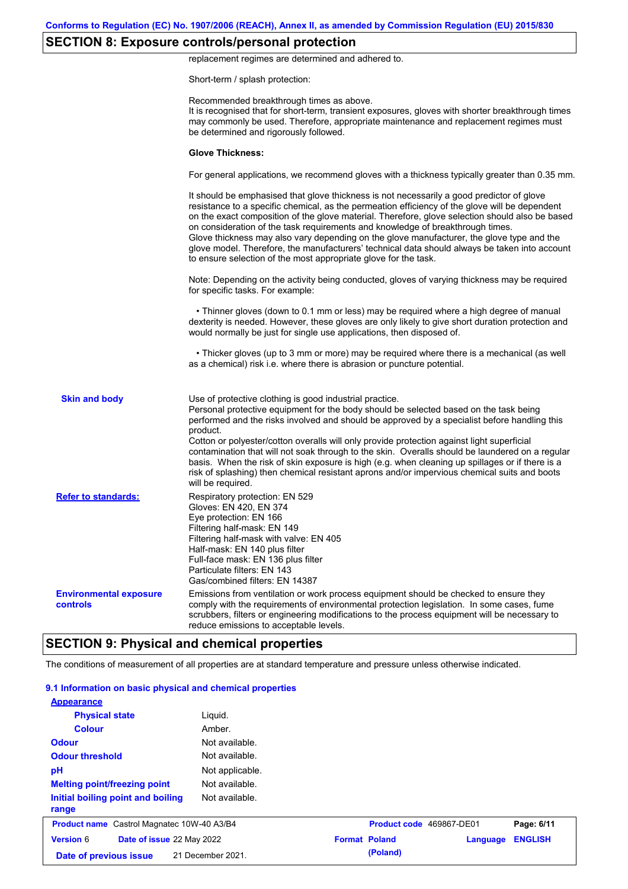## SECTION 8: Exposure controls/personal protection

replacement regimes are determined and adhered to.

Short-term / splash protection:

Recommended breakthrough times as above.
It is recognised that for short-term, transient exposures, gloves with shorter breakthrough times may commonly be used. Therefore, appropriate maintenance and replacement regimes must be determined and rigorously followed.

**Glove Thickness:**

For general applications, we recommend gloves with a thickness typically greater than 0.35 mm.

It should be emphasised that glove thickness is not necessarily a good predictor of glove resistance to a specific chemical, as the permeation efficiency of the glove will be dependent on the exact composition of the glove material. Therefore, glove selection should also be based on consideration of the task requirements and knowledge of breakthrough times.
Glove thickness may also vary depending on the glove manufacturer, the glove type and the glove model. Therefore, the manufacturers' technical data should always be taken into account to ensure selection of the most appropriate glove for the task.

Note: Depending on the activity being conducted, gloves of varying thickness may be required for specific tasks. For example:

- Thinner gloves (down to 0.1 mm or less) may be required where a high degree of manual dexterity is needed. However, these gloves are only likely to give short duration protection and would normally be just for single use applications, then disposed of.

- Thicker gloves (up to 3 mm or more) may be required where there is a mechanical (as well as a chemical) risk i.e. where there is abrasion or puncture potential.

**Skin and body**

Use of protective clothing is good industrial practice.
Personal protective equipment for the body should be selected based on the task being performed and the risks involved and should be approved by a specialist before handling this product.
Cotton or polyester/cotton overalls will only provide protection against light superficial contamination that will not soak through to the skin. Overalls should be laundered on a regular basis. When the risk of skin exposure is high (e.g. when cleaning up spillages or if there is a risk of splashing) then chemical resistant aprons and/or impervious chemical suits and boots will be required.

**Refer to standards:**

Respiratory protection: EN 529
Gloves: EN 420, EN 374
Eye protection: EN 166
Filtering half-mask: EN 149
Filtering half-mask with valve: EN 405
Half-mask: EN 140 plus filter
Full-face mask: EN 136 plus filter
Particulate filters: EN 143
Gas/combined filters: EN 14387

**Environmental exposure controls**

Emissions from ventilation or work process equipment should be checked to ensure they comply with the requirements of environmental protection legislation. In some cases, fume scrubbers, filters or engineering modifications to the process equipment will be necessary to reduce emissions to acceptable levels.

## SECTION 9: Physical and chemical properties

The conditions of measurement of all properties are at standard temperature and pressure unless otherwise indicated.

### 9.1 Information on basic physical and chemical properties

**Appearance**

| | |
|---|---|
| Physical state | Liquid. |
| Colour | Amber. |
| Odour | Not available. |
| Odour threshold | Not available. |
| pH | Not applicable. |
| Melting point/freezing point | Not available. |
| Initial boiling point and boiling range | Not available. |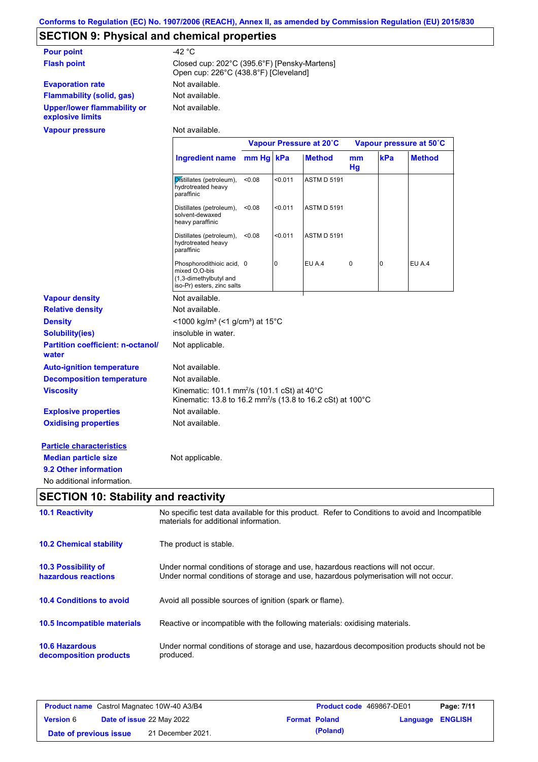Conforms to Regulation (EC) No. 1907/2006 (REACH), Annex II, as amended by Commission Regulation (EU) 2015/830

## SECTION 9: Physical and chemical properties

**Pour point** -42 °C

**Flash point** Closed cup: 202°C (395.6°F) [Pensky-Martens]
Open cup: 226°C (438.8°F) [Cleveland]

**Evaporation rate** Not available.

**Flammability (solid, gas)** Not available.

**Upper/lower flammability or explosive limits** Not available.

**Vapour pressure** Not available.

| | Vapour Pressure at 20˚C | | | Vapour pressure at 50˚C | | |
|---|---|---|---|---|---|---|
| **Ingredient name** | **mm Hg** | **kPa** | **Method** | **mm Hg** | **kPa** | **Method** |
| Distillates (petroleum), hydrotreated heavy paraffinic | <0.08 | <0.011 | ASTM D 5191 | | | |
| Distillates (petroleum), solvent-dewaxed heavy paraffinic | <0.08 | <0.011 | ASTM D 5191 | | | |
| Distillates (petroleum), hydrotreated heavy paraffinic | <0.08 | <0.011 | ASTM D 5191 | | | |
| Phosphorodithioic acid, mixed O,O-bis (1,3-dimethylbutyl and iso-Pr) esters, zinc salts | 0 | 0 | EU A.4 | 0 | 0 | EU A.4 |

**Vapour density** Not available.

**Relative density** Not available.

**Density** <1000 kg/m³ (<1 g/cm³) at 15°C

**Solubility(ies)** insoluble in water.

**Partition coefficient: n-octanol/water** Not applicable.

**Auto-ignition temperature** Not available.

**Decomposition temperature** Not available.

**Viscosity** Kinematic: 101.1 mm²/s (101.1 cSt) at 40°C
Kinematic: 13.8 to 16.2 mm²/s (13.8 to 16.2 cSt) at 100°C

**Explosive properties** Not available.

**Oxidising properties** Not available.

**Particle characteristics**

**Median particle size** Not applicable.

**9.2 Other information**

No additional information.

## SECTION 10: Stability and reactivity

**10.1 Reactivity** No specific test data available for this product. Refer to Conditions to avoid and Incompatible materials for additional information.

**10.2 Chemical stability** The product is stable.

**10.3 Possibility of hazardous reactions** Under normal conditions of storage and use, hazardous reactions will not occur.
Under normal conditions of storage and use, hazardous polymerisation will not occur.

**10.4 Conditions to avoid** Avoid all possible sources of ignition (spark or flame).

**10.5 Incompatible materials** Reactive or incompatible with the following materials: oxidising materials.

**10.6 Hazardous decomposition products** Under normal conditions of storage and use, hazardous decomposition products should not be produced.

| **Product name** Castrol Magnatec 10W-40 A3/B4 | **Product code** 469867-DE01 | **Page:** 7/11 |
|---|---|---|
| **Version** 6 **Date of issue** 22 May 2022 | **Format** Poland (Poland) | **Language** ENGLISH |
| **Date of previous issue** 21 December 2021. | | |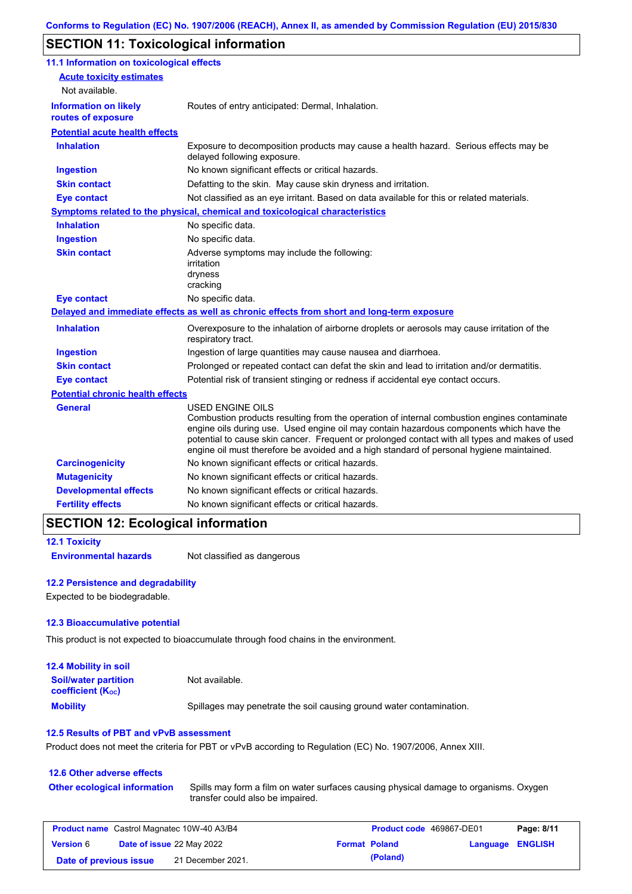Conforms to Regulation (EC) No. 1907/2006 (REACH), Annex II, as amended by Commission Regulation (EU) 2015/830

## SECTION 11: Toxicological information

### 11.1 Information on toxicological effects

**Acute toxicity estimates**

Not available.

| | |
|---|---|
| **Information on likely routes of exposure** | Routes of entry anticipated: Dermal, Inhalation. |

**Potential acute health effects**

| | |
|---|---|
| **Inhalation** | Exposure to decomposition products may cause a health hazard. Serious effects may be delayed following exposure. |
| **Ingestion** | No known significant effects or critical hazards. |
| **Skin contact** | Defatting to the skin. May cause skin dryness and irritation. |
| **Eye contact** | Not classified as an eye irritant. Based on data available for this or related materials. |

**Symptoms related to the physical, chemical and toxicological characteristics**

| | |
|---|---|
| **Inhalation** | No specific data. |
| **Ingestion** | No specific data. |
| **Skin contact** | Adverse symptoms may include the following:<br>irritation<br>dryness<br>cracking |
| **Eye contact** | No specific data. |

**Delayed and immediate effects as well as chronic effects from short and long-term exposure**

| | |
|---|---|
| **Inhalation** | Overexposure to the inhalation of airborne droplets or aerosols may cause irritation of the respiratory tract. |
| **Ingestion** | Ingestion of large quantities may cause nausea and diarrhoea. |
| **Skin contact** | Prolonged or repeated contact can defat the skin and lead to irritation and/or dermatitis. |
| **Eye contact** | Potential risk of transient stinging or redness if accidental eye contact occurs. |

**Potential chronic health effects**

| | |
|---|---|
| **General** | USED ENGINE OILS<br>Combustion products resulting from the operation of internal combustion engines contaminate engine oils during use. Used engine oil may contain hazardous components which have the potential to cause skin cancer. Frequent or prolonged contact with all types and makes of used engine oil must therefore be avoided and a high standard of personal hygiene maintained. |
| **Carcinogenicity** | No known significant effects or critical hazards. |
| **Mutagenicity** | No known significant effects or critical hazards. |
| **Developmental effects** | No known significant effects or critical hazards. |
| **Fertility effects** | No known significant effects or critical hazards. |

## SECTION 12: Ecological information

### 12.1 Toxicity

| | |
|---|---|
| **Environmental hazards** | Not classified as dangerous |

### 12.2 Persistence and degradability

Expected to be biodegradable.

### 12.3 Bioaccumulative potential

This product is not expected to bioaccumulate through food chains in the environment.

### 12.4 Mobility in soil

| | |
|---|---|
| **Soil/water partition coefficient ($K_{OC}$)** | Not available. |
| **Mobility** | Spillages may penetrate the soil causing ground water contamination. |

### 12.5 Results of PBT and vPvB assessment

Product does not meet the criteria for PBT or vPvB according to Regulation (EC) No. 1907/2006, Annex XIII.

### 12.6 Other adverse effects

| | |
|---|---|
| **Other ecological information** | Spills may form a film on water surfaces causing physical damage to organisms. Oxygen transfer could also be impaired. |

| | | | |
|---|---|---|---|
| **Product name** Castrol Magnatec 10W-40 A3/B4 | | **Product code** 469867-DE01 | |
| **Version** 6 | **Date of issue** 22 May 2022 | **Format** Poland (Poland) | **Language** ENGLISH |
| **Date of previous issue** 21 December 2021. | | | |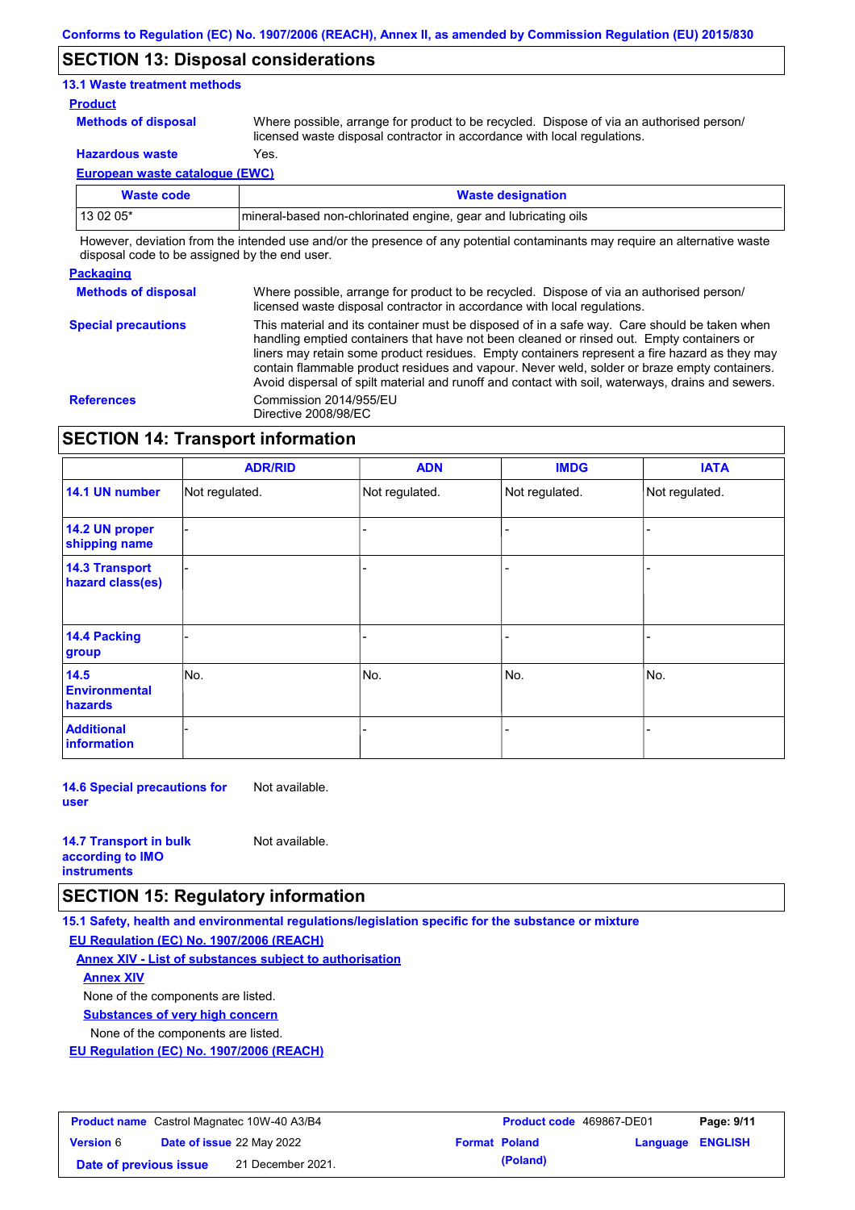## SECTION 13: Disposal considerations

### 13.1 Waste treatment methods

**Product**

**Methods of disposal**: Where possible, arrange for product to be recycled. Dispose of via an authorised person/ licensed waste disposal contractor in accordance with local regulations.

**Hazardous waste**: Yes.

**European waste catalogue (EWC)**

| Waste code | Waste designation |
| --- | --- |
| 13 02 05* | mineral-based non-chlorinated engine, gear and lubricating oils |

However, deviation from the intended use and/or the presence of any potential contaminants may require an alternative waste disposal code to be assigned by the end user.

**Packaging**

**Methods of disposal**: Where possible, arrange for product to be recycled. Dispose of via an authorised person/ licensed waste disposal contractor in accordance with local regulations.

**Special precautions**: This material and its container must be disposed of in a safe way. Care should be taken when handling emptied containers that have not been cleaned or rinsed out. Empty containers or liners may retain some product residues. Empty containers represent a fire hazard as they may contain flammable product residues and vapour. Never weld, solder or braze empty containers. Avoid dispersal of spilt material and runoff and contact with soil, waterways, drains and sewers.

**References**: Commission 2014/955/EU
Directive 2008/98/EC

## SECTION 14: Transport information

| | ADR/RID | ADN | IMDG | IATA |
| --- | --- | --- | --- | --- |
| 14.1 UN number | Not regulated. | Not regulated. | Not regulated. | Not regulated. |
| 14.2 UN proper shipping name | - | - | - | - |
| 14.3 Transport hazard class(es) | - | - | - | - |
| 14.4 Packing group | - | - | - | - |
| 14.5 Environmental hazards | No. | No. | No. | No. |
| Additional information | - | - | - | - |

**14.6 Special precautions for user**: Not available.

**14.7 Transport in bulk according to IMO instruments**: Not available.

## SECTION 15: Regulatory information

### 15.1 Safety, health and environmental regulations/legislation specific for the substance or mixture

**EU Regulation (EC) No. 1907/2006 (REACH)**

**Annex XIV - List of substances subject to authorisation**

**Annex XIV**

None of the components are listed.

**Substances of very high concern**

None of the components are listed.

**EU Regulation (EC) No. 1907/2006 (REACH)**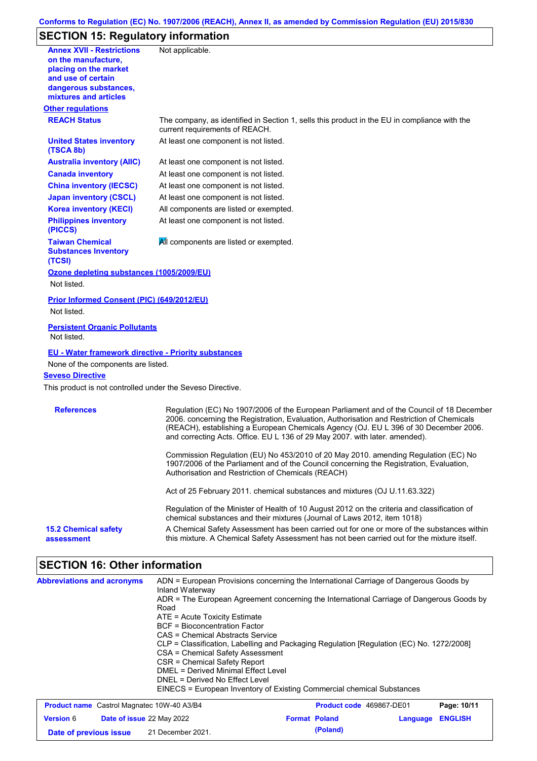Conforms to Regulation (EC) No. 1907/2006 (REACH), Annex II, as amended by Commission Regulation (EU) 2015/830

## SECTION 15: Regulatory information

| | |
|---|---|
| **Annex XVII - Restrictions on the manufacture, placing on the market and use of certain dangerous substances, mixtures and articles** | Not applicable. |

**Other regulations**

| | |
|---|---|
| **REACH Status** | The company, as identified in Section 1, sells this product in the EU in compliance with the current requirements of REACH. |
| **United States inventory (TSCA 8b)** | At least one component is not listed. |
| **Australia inventory (AIIC)** | At least one component is not listed. |
| **Canada inventory** | At least one component is not listed. |
| **China inventory (IECSC)** | At least one component is not listed. |
| **Japan inventory (CSCL)** | At least one component is not listed. |
| **Korea inventory (KECI)** | All components are listed or exempted. |
| **Philippines inventory (PICCS)** | At least one component is not listed. |
| **Taiwan Chemical Substances Inventory (TCSI)** | All components are listed or exempted. |

**Ozone depleting substances (1005/2009/EU)**

Not listed.

**Prior Informed Consent (PIC) (649/2012/EU)**

Not listed.

**Persistent Organic Pollutants**

Not listed.

**EU - Water framework directive - Priority substances**

None of the components are listed.

**Seveso Directive**

This product is not controlled under the Seveso Directive.

| | |
|---|---|
| **References** | Regulation (EC) No 1907/2006 of the European Parliament and of the Council of 18 December 2006. concerning the Registration, Evaluation, Authorisation and Restriction of Chemicals (REACH), establishing a European Chemicals Agency (OJ. EU L 396 of 30 December 2006. and correcting Acts. Office. EU L 136 of 29 May 2007. with later. amended).<br><br>Commission Regulation (EU) No 453/2010 of 20 May 2010. amending Regulation (EC) No 1907/2006 of the Parliament and of the Council concerning the Registration, Evaluation, Authorisation and Restriction of Chemicals (REACH)<br><br>Act of 25 February 2011. chemical substances and mixtures (OJ U.11.63.322)<br><br>Regulation of the Minister of Health of 10 August 2012 on the criteria and classification of chemical substances and their mixtures (Journal of Laws 2012, item 1018) |
| **15.2 Chemical safety assessment** | A Chemical Safety Assessment has been carried out for one or more of the substances within this mixture. A Chemical Safety Assessment has not been carried out for the mixture itself. |

## SECTION 16: Other information

**Abbreviations and acronyms**

ADN = European Provisions concerning the International Carriage of Dangerous Goods by Inland Waterway
ADR = The European Agreement concerning the International Carriage of Dangerous Goods by Road
ATE = Acute Toxicity Estimate
BCF = Bioconcentration Factor
CAS = Chemical Abstracts Service
CLP = Classification, Labelling and Packaging Regulation [Regulation (EC) No. 1272/2008]
CSA = Chemical Safety Assessment
CSR = Chemical Safety Report
DMEL = Derived Minimal Effect Level
DNEL = Derived No Effect Level
EINECS = European Inventory of Existing Commercial chemical Substances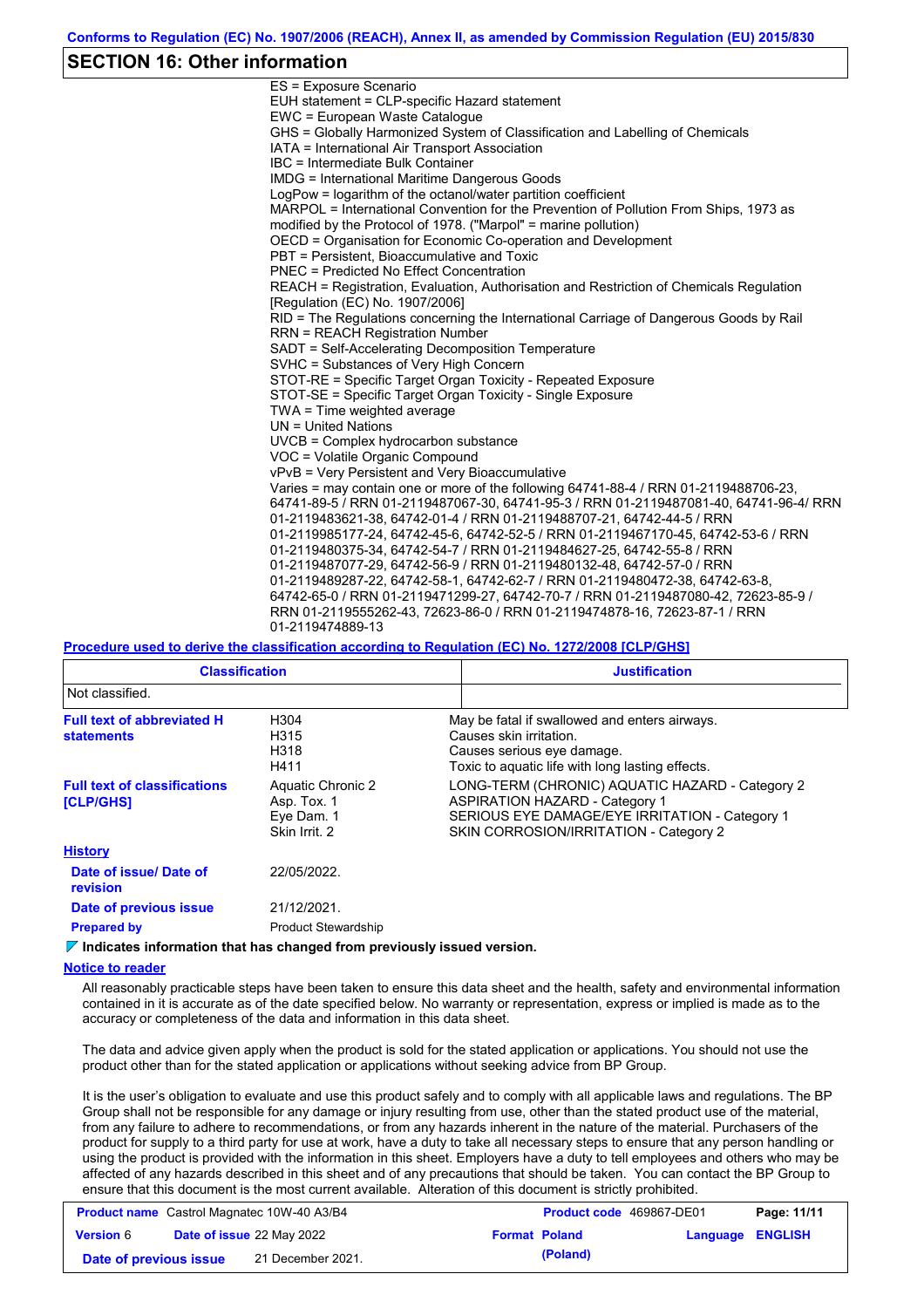## SECTION 16: Other information

ES = Exposure Scenario
EUH statement = CLP-specific Hazard statement
EWC = European Waste Catalogue
GHS = Globally Harmonized System of Classification and Labelling of Chemicals
IATA = International Air Transport Association
IBC = Intermediate Bulk Container
IMDG = International Maritime Dangerous Goods
LogPow = logarithm of the octanol/water partition coefficient
MARPOL = International Convention for the Prevention of Pollution From Ships, 1973 as modified by the Protocol of 1978. ("Marpol" = marine pollution)
OECD = Organisation for Economic Co-operation and Development
PBT = Persistent, Bioaccumulative and Toxic
PNEC = Predicted No Effect Concentration
REACH = Registration, Evaluation, Authorisation and Restriction of Chemicals Regulation [Regulation (EC) No. 1907/2006]
RID = The Regulations concerning the International Carriage of Dangerous Goods by Rail
RRN = REACH Registration Number
SADT = Self-Accelerating Decomposition Temperature
SVHC = Substances of Very High Concern
STOT-RE = Specific Target Organ Toxicity - Repeated Exposure
STOT-SE = Specific Target Organ Toxicity - Single Exposure
TWA = Time weighted average
UN = United Nations
UVCB = Complex hydrocarbon substance
VOC = Volatile Organic Compound
vPvB = Very Persistent and Very Bioaccumulative
Varies = may contain one or more of the following 64741-88-4 / RRN 01-2119488706-23, 64741-89-5 / RRN 01-2119487067-30, 64741-95-3 / RRN 01-2119487081-40, 64741-96-4/ RRN 01-2119483621-38, 64742-01-4 / RRN 01-2119488707-21, 64742-44-5 / RRN 01-2119985177-24, 64742-45-6, 64742-52-5 / RRN 01-2119467170-45, 64742-53-6 / RRN 01-2119480375-34, 64742-54-7 / RRN 01-2119484627-25, 64742-55-8 / RRN 01-2119487077-29, 64742-56-9 / RRN 01-2119480132-48, 64742-57-0 / RRN 01-2119489287-22, 64742-58-1, 64742-62-7 / RRN 01-2119480472-38, 64742-63-8, 64742-65-0 / RRN 01-2119471299-27, 64742-70-7 / RRN 01-2119487080-42, 72623-85-9 / RRN 01-2119555262-43, 72623-86-0 / RRN 01-2119474878-16, 72623-87-1 / RRN 01-2119474889-13

**Procedure used to derive the classification according to Regulation (EC) No. 1272/2008 [CLP/GHS]**

| Classification | Justification |
|---|---|
| Not classified. | |

**Full text of abbreviated H statements**

| | |
|---|---|
| H304 | May be fatal if swallowed and enters airways. |
| H315 | Causes skin irritation. |
| H318 | Causes serious eye damage. |
| H411 | Toxic to aquatic life with long lasting effects. |

**Full text of classifications [CLP/GHS]**

| | |
|---|---|
| Aquatic Chronic 2 | LONG-TERM (CHRONIC) AQUATIC HAZARD - Category 2 |
| Asp. Tox. 1 | ASPIRATION HAZARD - Category 1 |
| Eye Dam. 1 | SERIOUS EYE DAMAGE/EYE IRRITATION - Category 1 |
| Skin Irrit. 2 | SKIN CORROSION/IRRITATION - Category 2 |

**History**

**Date of issue/ Date of revision:** 22/05/2022.

**Date of previous issue:** 21/12/2021.

**Prepared by:** Product Stewardship

**Indicates information that has changed from previously issued version.**

**Notice to reader**

All reasonably practicable steps have been taken to ensure this data sheet and the health, safety and environmental information contained in it is accurate as of the date specified below. No warranty or representation, express or implied is made as to the accuracy or completeness of the data and information in this data sheet.

The data and advice given apply when the product is sold for the stated application or applications. You should not use the product other than for the stated application or applications without seeking advice from BP Group.

It is the user's obligation to evaluate and use this product safely and to comply with all applicable laws and regulations. The BP Group shall not be responsible for any damage or injury resulting from use, other than the stated product use of the material, from any failure to adhere to recommendations, or from any hazards inherent in the nature of the material. Purchasers of the product for supply to a third party for use at work, have a duty to take all necessary steps to ensure that any person handling or using the product is provided with the information in this sheet. Employers have a duty to tell employees and others who may be affected of any hazards described in this sheet and of any precautions that should be taken. You can contact the BP Group to ensure that this document is the most current available. Alteration of this document is strictly prohibited.